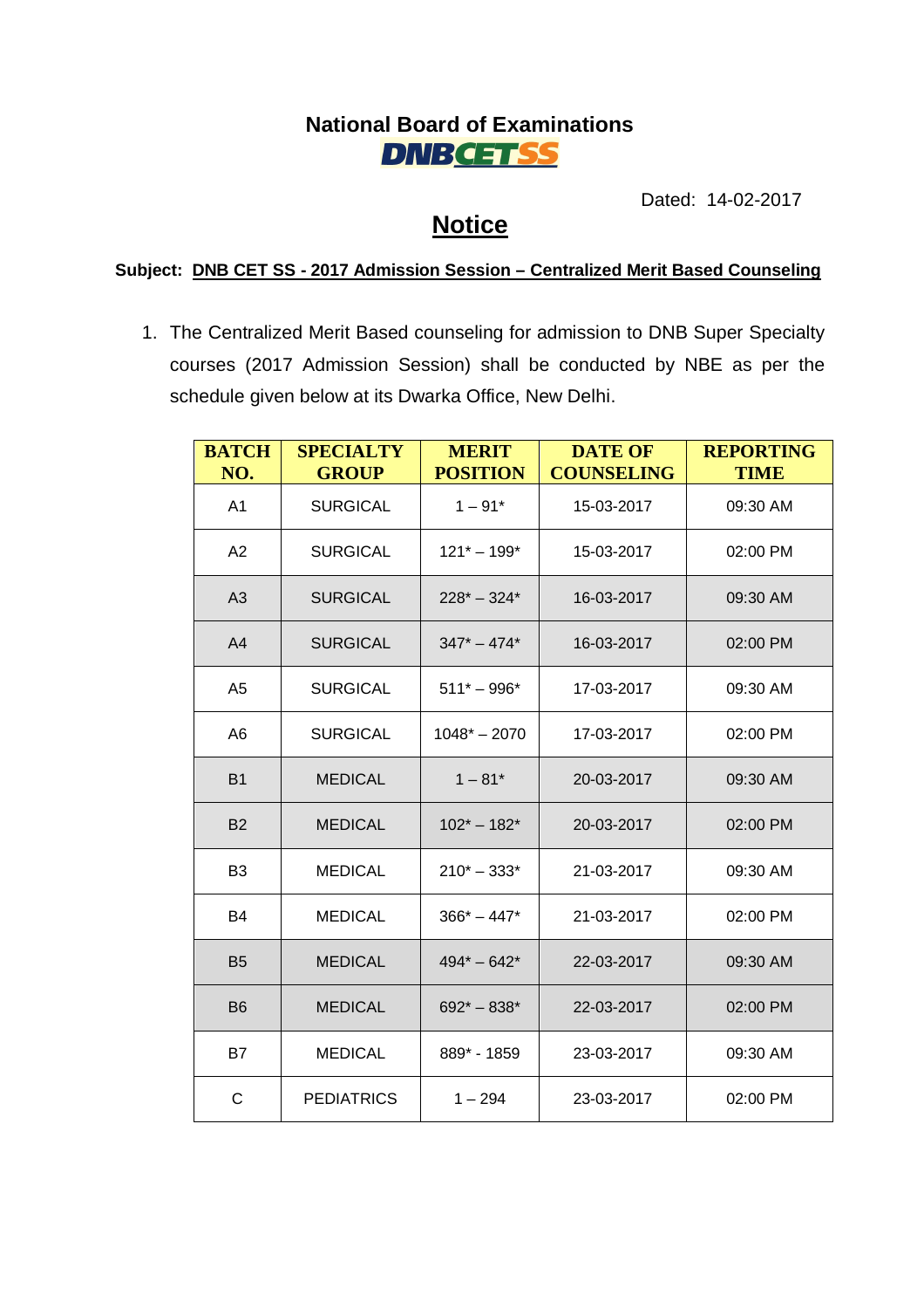# National Board of Examinations

**DNBCETSS**

Dated: 14-02-2017

## Notice

**Subject: DNB CET SS - 2017 Admission Session – Centralized Merit Based Counseling**

1. The Centralized Merit Based counseling for admission to DNB Super Specialty courses (2017 Admission Session) shall be conducted by NBE as per the schedule given below at its Dwarka Office, New Delhi.

| BATCH NO. | SPECIALTY GROUP | MERIT POSITION | DATE OF COUNSELING | REPORTING TIME |
|---|---|---|---|---|
| A1 | SURGICAL | 1 – 91* | 15-03-2017 | 09:30 AM |
| A2 | SURGICAL | 121* – 199* | 15-03-2017 | 02:00 PM |
| A3 | SURGICAL | 228* – 324* | 16-03-2017 | 09:30 AM |
| A4 | SURGICAL | 347* – 474* | 16-03-2017 | 02:00 PM |
| A5 | SURGICAL | 511* – 996* | 17-03-2017 | 09:30 AM |
| A6 | SURGICAL | 1048* – 2070 | 17-03-2017 | 02:00 PM |
| B1 | MEDICAL | 1 – 81* | 20-03-2017 | 09:30 AM |
| B2 | MEDICAL | 102* – 182* | 20-03-2017 | 02:00 PM |
| B3 | MEDICAL | 210* – 333* | 21-03-2017 | 09:30 AM |
| B4 | MEDICAL | 366* – 447* | 21-03-2017 | 02:00 PM |
| B5 | MEDICAL | 494* – 642* | 22-03-2017 | 09:30 AM |
| B6 | MEDICAL | 692* – 838* | 22-03-2017 | 02:00 PM |
| B7 | MEDICAL | 889* - 1859 | 23-03-2017 | 09:30 AM |
| C | PEDIATRICS | 1 – 294 | 23-03-2017 | 02:00 PM |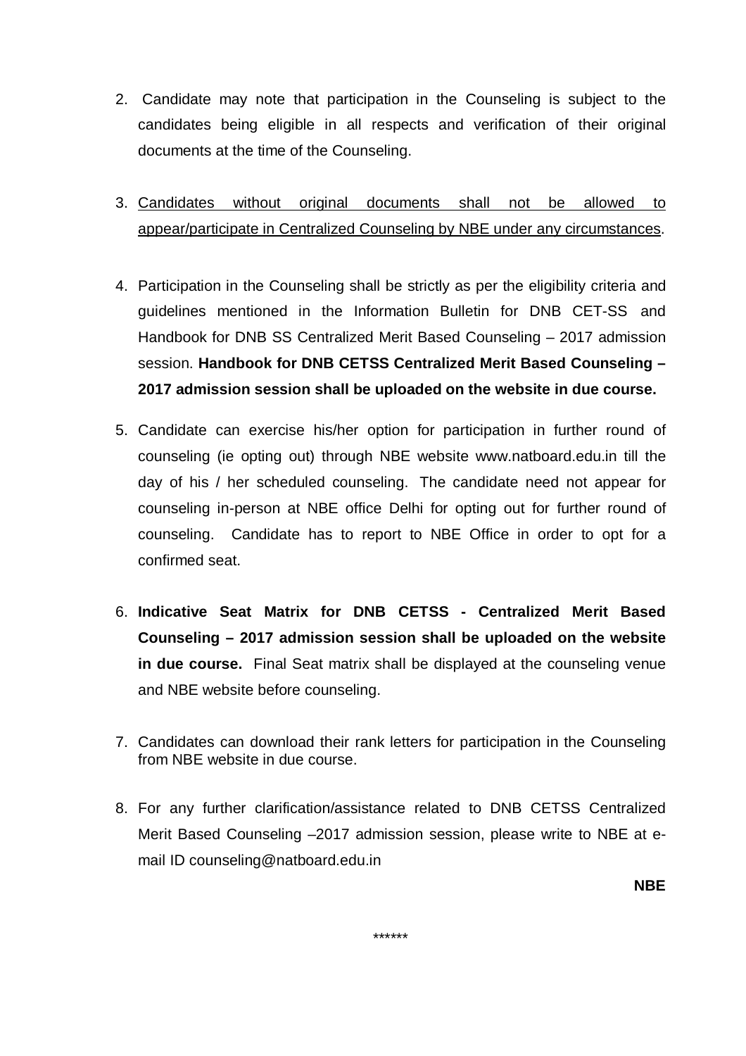2. Candidate may note that participation in the Counseling is subject to the candidates being eligible in all respects and verification of their original documents at the time of the Counseling.

3. <u>Candidates without original documents shall not be allowed to appear/participate in Centralized Counseling by NBE under any circumstances</u>.

4. Participation in the Counseling shall be strictly as per the eligibility criteria and guidelines mentioned in the Information Bulletin for DNB CET-SS and Handbook for DNB SS Centralized Merit Based Counseling – 2017 admission session. **Handbook for DNB CETSS Centralized Merit Based Counseling – 2017 admission session shall be uploaded on the website in due course.**

5. Candidate can exercise his/her option for participation in further round of counseling (ie opting out) through NBE website www.natboard.edu.in till the day of his / her scheduled counseling. The candidate need not appear for counseling in-person at NBE office Delhi for opting out for further round of counseling. Candidate has to report to NBE Office in order to opt for a confirmed seat.

6. **Indicative Seat Matrix for DNB CETSS - Centralized Merit Based Counseling – 2017 admission session shall be uploaded on the website in due course.** Final Seat matrix shall be displayed at the counseling venue and NBE website before counseling.

7. Candidates can download their rank letters for participation in the Counseling from NBE website in due course.

8. For any further clarification/assistance related to DNB CETSS Centralized Merit Based Counseling –2017 admission session, please write to NBE at e-mail ID counseling@natboard.edu.in

**NBE**

******